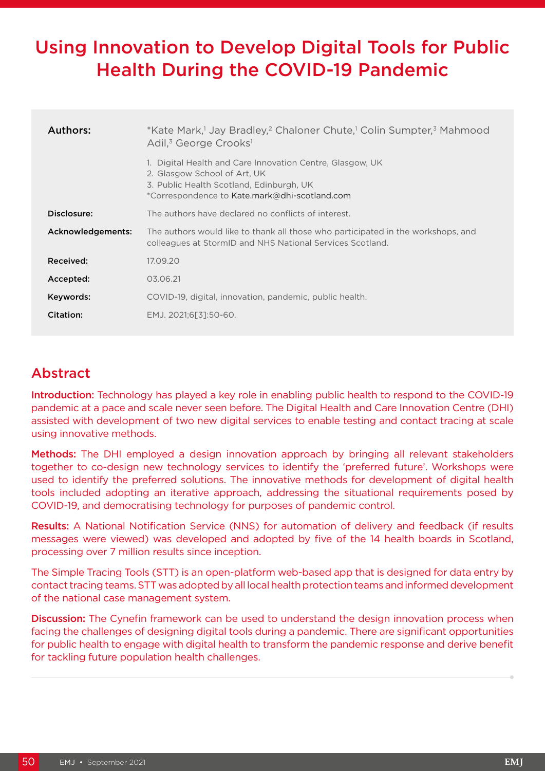# Using Innovation to Develop Digital Tools for Public Health During the COVID-19 Pandemic

| | |
|---|---|
| **Authors:** | *Kate Mark,[1] Jay Bradley,[2] Chaloner Chute,[1] Colin Sumpter,[3] Mahmood Adil,[3] George Crooks[1]<br><br>1. Digital Health and Care Innovation Centre, Glasgow, UK<br>2. Glasgow School of Art, UK<br>3. Public Health Scotland, Edinburgh, UK<br>*Correspondence to Kate.mark@dhi-scotland.com |
| **Disclosure:** | The authors have declared no conflicts of interest. |
| **Acknowledgements:** | The authors would like to thank all those who participated in the workshops, and colleagues at StormID and NHS National Services Scotland. |
| **Received:** | 17.09.20 |
| **Accepted:** | 03.06.21 |
| **Keywords:** | COVID-19, digital, innovation, pandemic, public health. |
| **Citation:** | EMJ. 2021;6[3]:50-60. |

## Abstract

**Introduction:** Technology has played a key role in enabling public health to respond to the COVID-19 pandemic at a pace and scale never seen before. The Digital Health and Care Innovation Centre (DHI) assisted with development of two new digital services to enable testing and contact tracing at scale using innovative methods.

**Methods:** The DHI employed a design innovation approach by bringing all relevant stakeholders together to co-design new technology services to identify the 'preferred future'. Workshops were used to identify the preferred solutions. The innovative methods for development of digital health tools included adopting an iterative approach, addressing the situational requirements posed by COVID-19, and democratising technology for purposes of pandemic control.

**Results:** A National Notification Service (NNS) for automation of delivery and feedback (if results messages were viewed) was developed and adopted by five of the 14 health boards in Scotland, processing over 7 million results since inception.

The Simple Tracing Tools (STT) is an open-platform web-based app that is designed for data entry by contact tracing teams. STT was adopted by all local health protection teams and informed development of the national case management system.

**Discussion:** The Cynefin framework can be used to understand the design innovation process when facing the challenges of designing digital tools during a pandemic. There are significant opportunities for public health to engage with digital health to transform the pandemic response and derive benefit for tackling future population health challenges.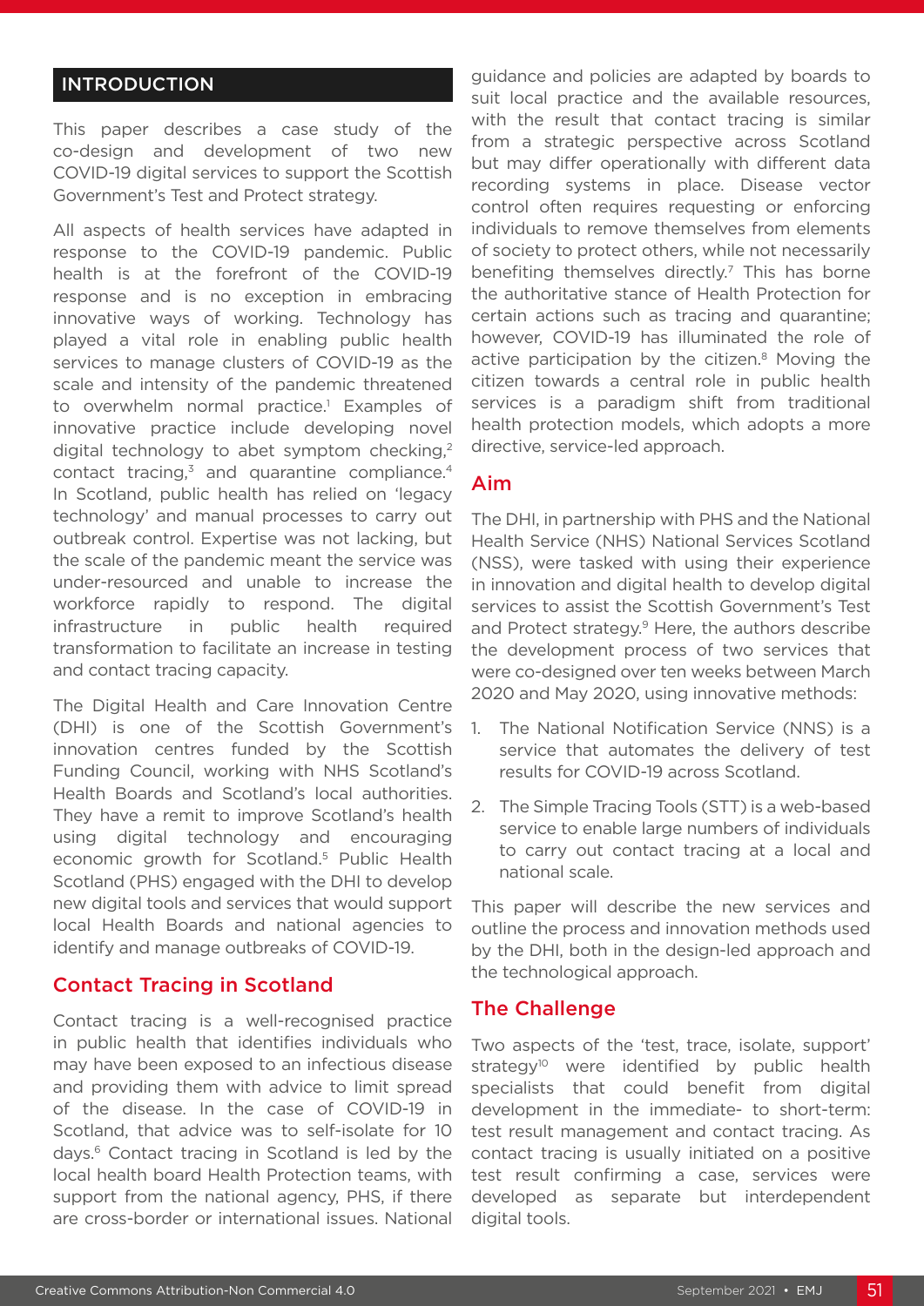## INTRODUCTION

This paper describes a case study of the co-design and development of two new COVID-19 digital services to support the Scottish Government's Test and Protect strategy.

All aspects of health services have adapted in response to the COVID-19 pandemic. Public health is at the forefront of the COVID-19 response and is no exception in embracing innovative ways of working. Technology has played a vital role in enabling public health services to manage clusters of COVID-19 as the scale and intensity of the pandemic threatened to overwhelm normal practice.[1] Examples of innovative practice include developing novel digital technology to abet symptom checking,[2] contact tracing,[3] and quarantine compliance.[4] In Scotland, public health has relied on 'legacy technology' and manual processes to carry out outbreak control. Expertise was not lacking, but the scale of the pandemic meant the service was under-resourced and unable to increase the workforce rapidly to respond. The digital infrastructure in public health required transformation to facilitate an increase in testing and contact tracing capacity.

The Digital Health and Care Innovation Centre (DHI) is one of the Scottish Government's innovation centres funded by the Scottish Funding Council, working with NHS Scotland's Health Boards and Scotland's local authorities. They have a remit to improve Scotland's health using digital technology and encouraging economic growth for Scotland.[5] Public Health Scotland (PHS) engaged with the DHI to develop new digital tools and services that would support local Health Boards and national agencies to identify and manage outbreaks of COVID-19.

### Contact Tracing in Scotland

Contact tracing is a well-recognised practice in public health that identifies individuals who may have been exposed to an infectious disease and providing them with advice to limit spread of the disease. In the case of COVID-19 in Scotland, that advice was to self-isolate for 10 days.[6] Contact tracing in Scotland is led by the local health board Health Protection teams, with support from the national agency, PHS, if there are cross-border or international issues. National guidance and policies are adapted by boards to suit local practice and the available resources, with the result that contact tracing is similar from a strategic perspective across Scotland but may differ operationally with different data recording systems in place. Disease vector control often requires requesting or enforcing individuals to remove themselves from elements of society to protect others, while not necessarily benefiting themselves directly.[7] This has borne the authoritative stance of Health Protection for certain actions such as tracing and quarantine; however, COVID-19 has illuminated the role of active participation by the citizen.[8] Moving the citizen towards a central role in public health services is a paradigm shift from traditional health protection models, which adopts a more directive, service-led approach.

### Aim

The DHI, in partnership with PHS and the National Health Service (NHS) National Services Scotland (NSS), were tasked with using their experience in innovation and digital health to develop digital services to assist the Scottish Government's Test and Protect strategy.[9] Here, the authors describe the development process of two services that were co-designed over ten weeks between March 2020 and May 2020, using innovative methods:

1. The National Notification Service (NNS) is a service that automates the delivery of test results for COVID-19 across Scotland.
2. The Simple Tracing Tools (STT) is a web-based service to enable large numbers of individuals to carry out contact tracing at a local and national scale.

This paper will describe the new services and outline the process and innovation methods used by the DHI, both in the design-led approach and the technological approach.

### The Challenge

Two aspects of the 'test, trace, isolate, support' strategy[10] were identified by public health specialists that could benefit from digital development in the immediate- to short-term: test result management and contact tracing. As contact tracing is usually initiated on a positive test result confirming a case, services were developed as separate but interdependent digital tools.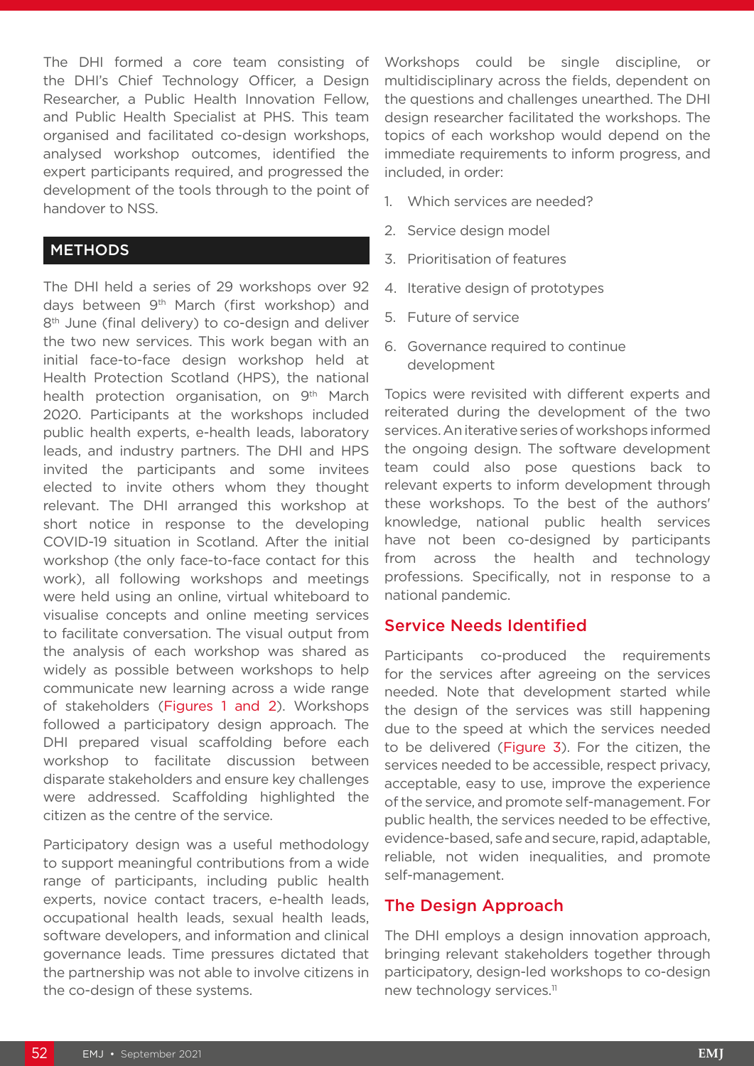The DHI formed a core team consisting of the DHI's Chief Technology Officer, a Design Researcher, a Public Health Innovation Fellow, and Public Health Specialist at PHS. This team organised and facilitated co-design workshops, analysed workshop outcomes, identified the expert participants required, and progressed the development of the tools through to the point of handover to NSS.

## METHODS

The DHI held a series of 29 workshops over 92 days between 9th March (first workshop) and 8th June (final delivery) to co-design and deliver the two new services. This work began with an initial face-to-face design workshop held at Health Protection Scotland (HPS), the national health protection organisation, on 9th March 2020. Participants at the workshops included public health experts, e-health leads, laboratory leads, and industry partners. The DHI and HPS invited the participants and some invitees elected to invite others whom they thought relevant. The DHI arranged this workshop at short notice in response to the developing COVID-19 situation in Scotland. After the initial workshop (the only face-to-face contact for this work), all following workshops and meetings were held using an online, virtual whiteboard to visualise concepts and online meeting services to facilitate conversation. The visual output from the analysis of each workshop was shared as widely as possible between workshops to help communicate new learning across a wide range of stakeholders (Figures 1 and 2). Workshops followed a participatory design approach. The DHI prepared visual scaffolding before each workshop to facilitate discussion between disparate stakeholders and ensure key challenges were addressed. Scaffolding highlighted the citizen as the centre of the service.

Participatory design was a useful methodology to support meaningful contributions from a wide range of participants, including public health experts, novice contact tracers, e-health leads, occupational health leads, sexual health leads, software developers, and information and clinical governance leads. Time pressures dictated that the partnership was not able to involve citizens in the co-design of these systems.

Workshops could be single discipline, or multidisciplinary across the fields, dependent on the questions and challenges unearthed. The DHI design researcher facilitated the workshops. The topics of each workshop would depend on the immediate requirements to inform progress, and included, in order:

1. Which services are needed?
2. Service design model
3. Prioritisation of features
4. Iterative design of prototypes
5. Future of service
6. Governance required to continue development

Topics were revisited with different experts and reiterated during the development of the two services. An iterative series of workshops informed the ongoing design. The software development team could also pose questions back to relevant experts to inform development through these workshops. To the best of the authors' knowledge, national public health services have not been co-designed by participants from across the health and technology professions. Specifically, not in response to a national pandemic.

### Service Needs Identified

Participants co-produced the requirements for the services after agreeing on the services needed. Note that development started while the design of the services was still happening due to the speed at which the services needed to be delivered (Figure 3). For the citizen, the services needed to be accessible, respect privacy, acceptable, easy to use, improve the experience of the service, and promote self-management. For public health, the services needed to be effective, evidence-based, safe and secure, rapid, adaptable, reliable, not widen inequalities, and promote self-management.

### The Design Approach

The DHI employs a design innovation approach, bringing relevant stakeholders together through participatory, design-led workshops to co-design new technology services.[11]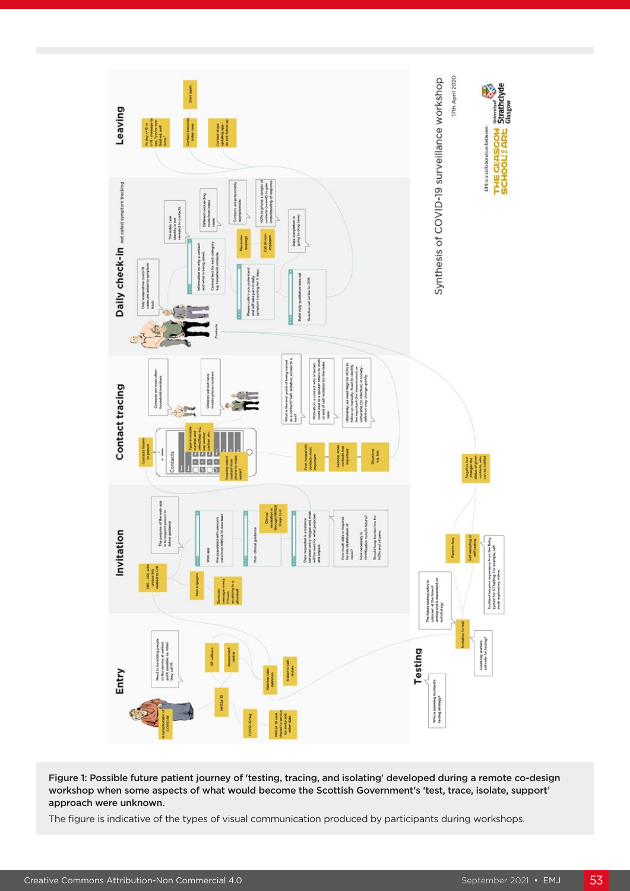Figure 1: Possible future patient journey of 'testing, tracing, and isolating' developed during a remote co-design workshop when some aspects of what would become the Scottish Government's 'test, trace, isolate, support' approach were unknown.

The figure is indicative of the types of visual communication produced by participants during workshops.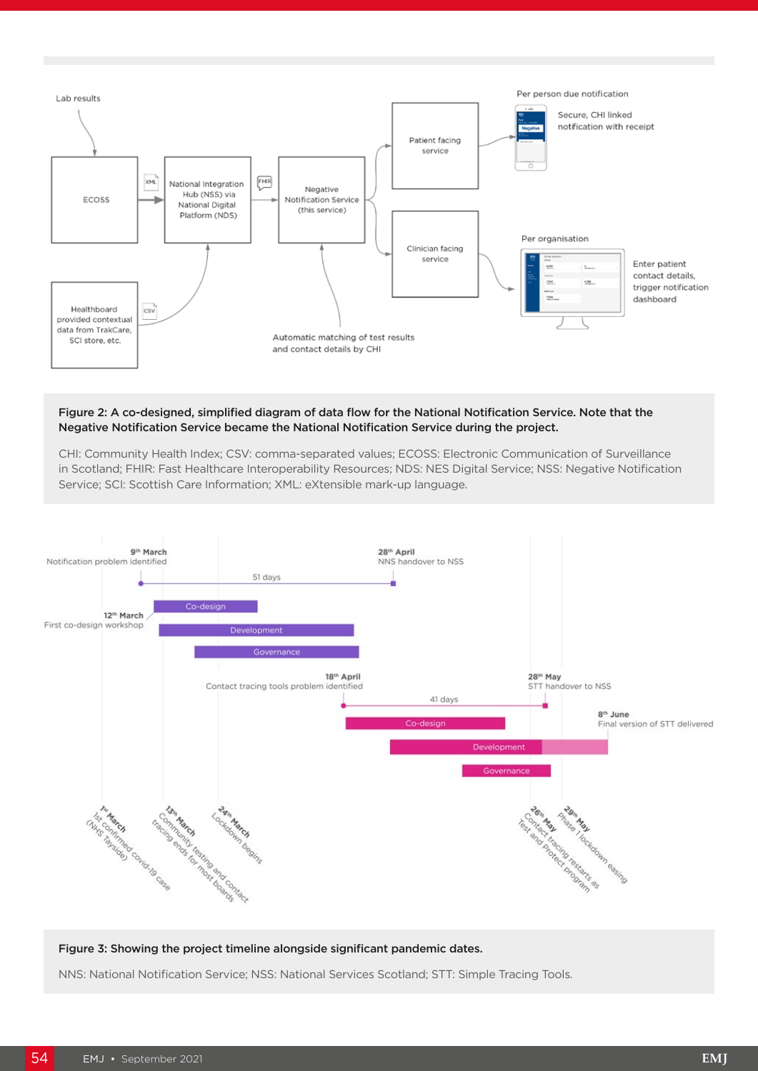**Figure 2: A co-designed, simplified diagram of data flow for the National Notification Service. Note that the Negative Notification Service became the National Notification Service during the project.**

CHI: Community Health Index; CSV: comma-separated values; ECOSS: Electronic Communication of Surveillance in Scotland; FHIR: Fast Healthcare Interoperability Resources; NDS: NES Digital Service; NSS: Negative Notification Service; SCI: Scottish Care Information; XML: eXtensible mark-up language.

**Figure 3: Showing the project timeline alongside significant pandemic dates.**

NNS: National Notification Service; NSS: National Services Scotland; STT: Simple Tracing Tools.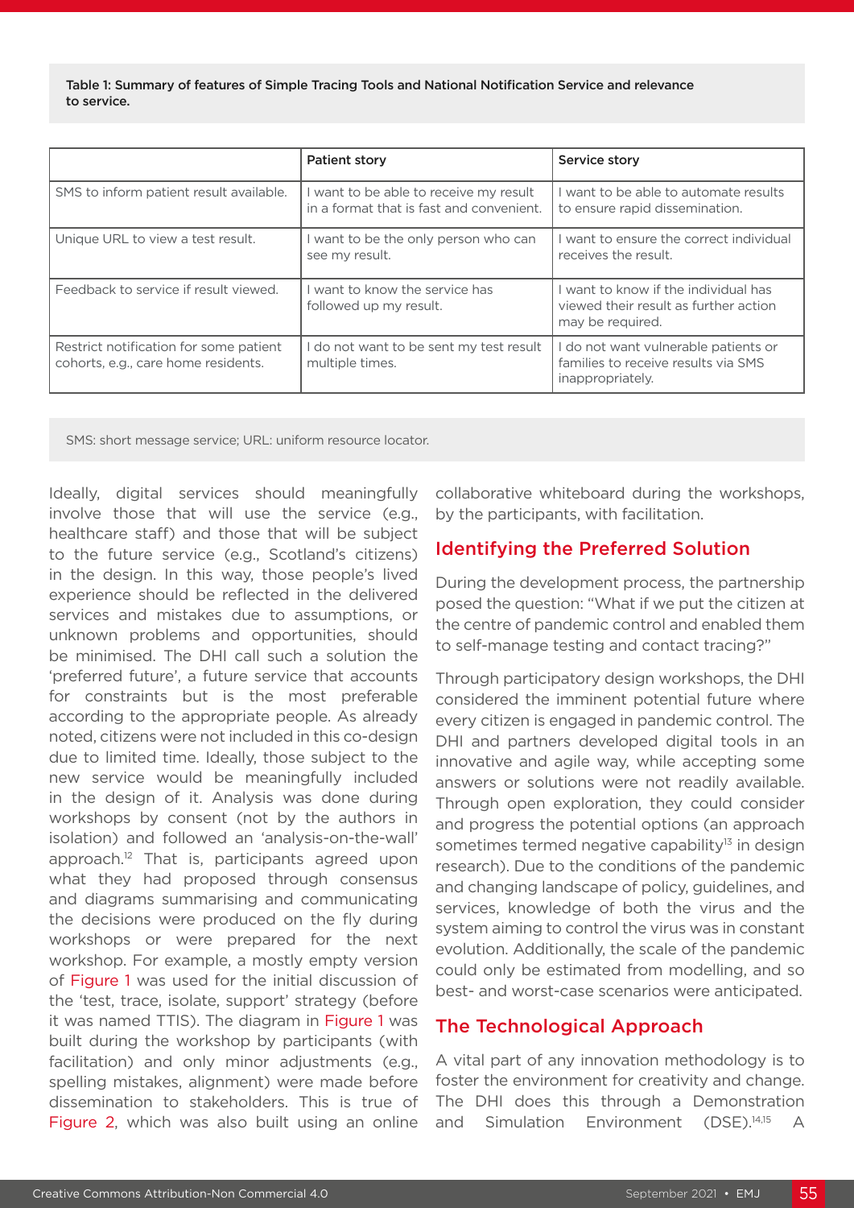**Table 1: Summary of features of Simple Tracing Tools and National Notification Service and relevance to service.**

| | Patient story | Service story |
|---|---|---|
| SMS to inform patient result available. | I want to be able to receive my result in a format that is fast and convenient. | I want to be able to automate results to ensure rapid dissemination. |
| Unique URL to view a test result. | I want to be the only person who can see my result. | I want to ensure the correct individual receives the result. |
| Feedback to service if result viewed. | I want to know the service has followed up my result. | I want to know if the individual has viewed their result as further action may be required. |
| Restrict notification for some patient cohorts, e.g., care home residents. | I do not want to be sent my test result multiple times. | I do not want vulnerable patients or families to receive results via SMS inappropriately. |

SMS: short message service; URL: uniform resource locator.

Ideally, digital services should meaningfully involve those that will use the service (e.g., healthcare staff) and those that will be subject to the future service (e.g., Scotland's citizens) in the design. In this way, those people's lived experience should be reflected in the delivered services and mistakes due to assumptions, or unknown problems and opportunities, should be minimised. The DHI call such a solution the 'preferred future', a future service that accounts for constraints but is the most preferable according to the appropriate people. As already noted, citizens were not included in this co-design due to limited time. Ideally, those subject to the new service would be meaningfully included in the design of it. Analysis was done during workshops by consent (not by the authors in isolation) and followed an 'analysis-on-the-wall' approach.[12] That is, participants agreed upon what they had proposed through consensus and diagrams summarising and communicating the decisions were produced on the fly during workshops or were prepared for the next workshop. For example, a mostly empty version of Figure 1 was used for the initial discussion of the 'test, trace, isolate, support' strategy (before it was named TTIS). The diagram in Figure 1 was built during the workshop by participants (with facilitation) and only minor adjustments (e.g., spelling mistakes, alignment) were made before dissemination to stakeholders. This is true of Figure 2, which was also built using an online collaborative whiteboard during the workshops, by the participants, with facilitation.

## Identifying the Preferred Solution

During the development process, the partnership posed the question: "What if we put the citizen at the centre of pandemic control and enabled them to self-manage testing and contact tracing?"

Through participatory design workshops, the DHI considered the imminent potential future where every citizen is engaged in pandemic control. The DHI and partners developed digital tools in an innovative and agile way, while accepting some answers or solutions were not readily available. Through open exploration, they could consider and progress the potential options (an approach sometimes termed negative capability[13] in design research). Due to the conditions of the pandemic and changing landscape of policy, guidelines, and services, knowledge of both the virus and the system aiming to control the virus was in constant evolution. Additionally, the scale of the pandemic could only be estimated from modelling, and so best- and worst-case scenarios were anticipated.

## The Technological Approach

A vital part of any innovation methodology is to foster the environment for creativity and change. The DHI does this through a Demonstration and Simulation Environment (DSE).[14,15] A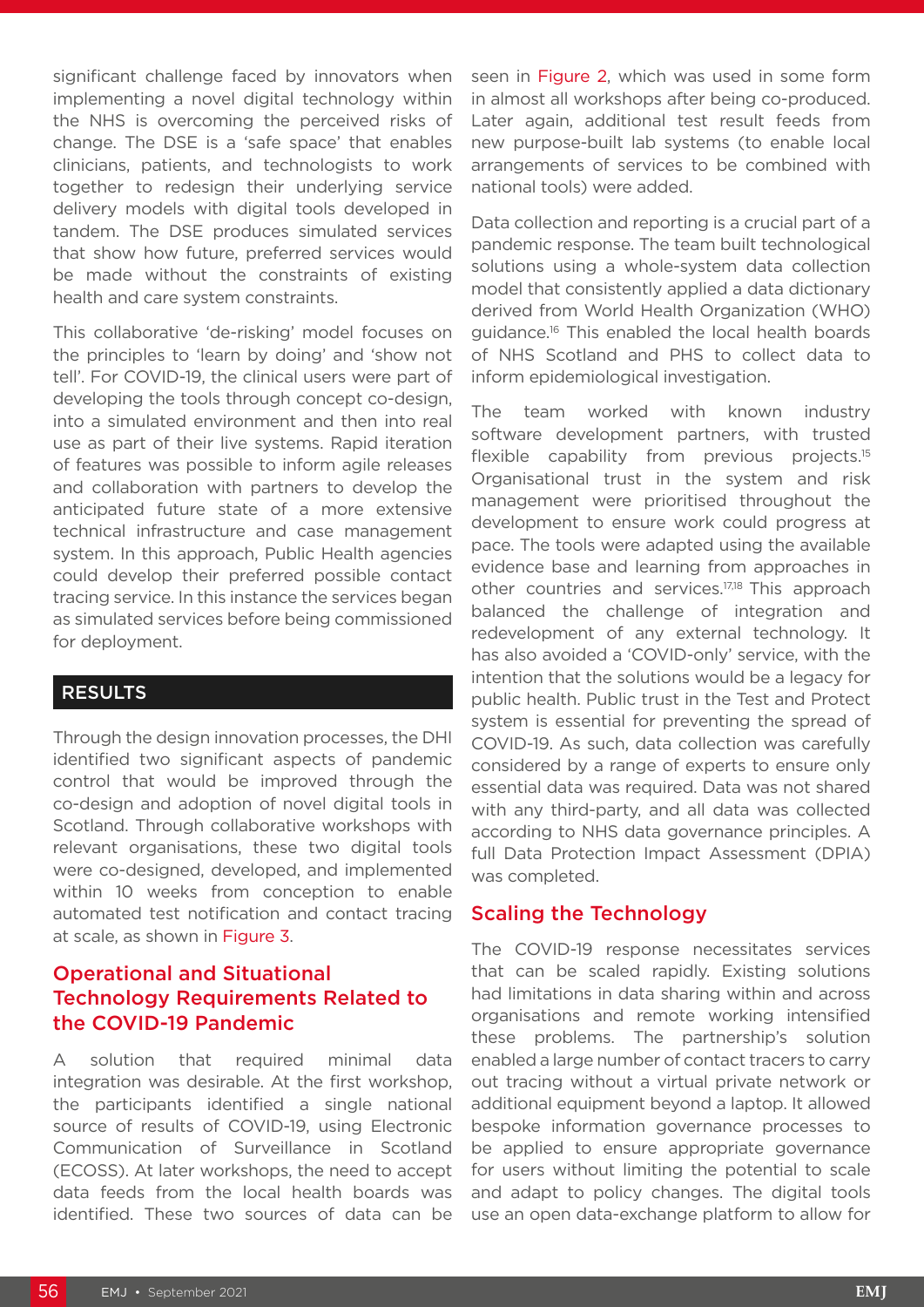significant challenge faced by innovators when implementing a novel digital technology within the NHS is overcoming the perceived risks of change. The DSE is a 'safe space' that enables clinicians, patients, and technologists to work together to redesign their underlying service delivery models with digital tools developed in tandem. The DSE produces simulated services that show how future, preferred services would be made without the constraints of existing health and care system constraints.

This collaborative 'de-risking' model focuses on the principles to 'learn by doing' and 'show not tell'. For COVID-19, the clinical users were part of developing the tools through concept co-design, into a simulated environment and then into real use as part of their live systems. Rapid iteration of features was possible to inform agile releases and collaboration with partners to develop the anticipated future state of a more extensive technical infrastructure and case management system. In this approach, Public Health agencies could develop their preferred possible contact tracing service. In this instance the services began as simulated services before being commissioned for deployment.

## RESULTS

Through the design innovation processes, the DHI identified two significant aspects of pandemic control that would be improved through the co-design and adoption of novel digital tools in Scotland. Through collaborative workshops with relevant organisations, these two digital tools were co-designed, developed, and implemented within 10 weeks from conception to enable automated test notification and contact tracing at scale, as shown in Figure 3.

### Operational and Situational Technology Requirements Related to the COVID-19 Pandemic

A solution that required minimal data integration was desirable. At the first workshop, the participants identified a single national source of results of COVID-19, using Electronic Communication of Surveillance in Scotland (ECOSS). At later workshops, the need to accept data feeds from the local health boards was identified. These two sources of data can be seen in Figure 2, which was used in some form in almost all workshops after being co-produced. Later again, additional test result feeds from new purpose-built lab systems (to enable local arrangements of services to be combined with national tools) were added.

Data collection and reporting is a crucial part of a pandemic response. The team built technological solutions using a whole-system data collection model that consistently applied a data dictionary derived from World Health Organization (WHO) guidance.[16] This enabled the local health boards of NHS Scotland and PHS to collect data to inform epidemiological investigation.

The team worked with known industry software development partners, with trusted flexible capability from previous projects.[15] Organisational trust in the system and risk management were prioritised throughout the development to ensure work could progress at pace. The tools were adapted using the available evidence base and learning from approaches in other countries and services.[17,18] This approach balanced the challenge of integration and redevelopment of any external technology. It has also avoided a 'COVID-only' service, with the intention that the solutions would be a legacy for public health. Public trust in the Test and Protect system is essential for preventing the spread of COVID-19. As such, data collection was carefully considered by a range of experts to ensure only essential data was required. Data was not shared with any third-party, and all data was collected according to NHS data governance principles. A full Data Protection Impact Assessment (DPIA) was completed.

### Scaling the Technology

The COVID-19 response necessitates services that can be scaled rapidly. Existing solutions had limitations in data sharing within and across organisations and remote working intensified these problems. The partnership's solution enabled a large number of contact tracers to carry out tracing without a virtual private network or additional equipment beyond a laptop. It allowed bespoke information governance processes to be applied to ensure appropriate governance for users without limiting the potential to scale and adapt to policy changes. The digital tools use an open data-exchange platform to allow for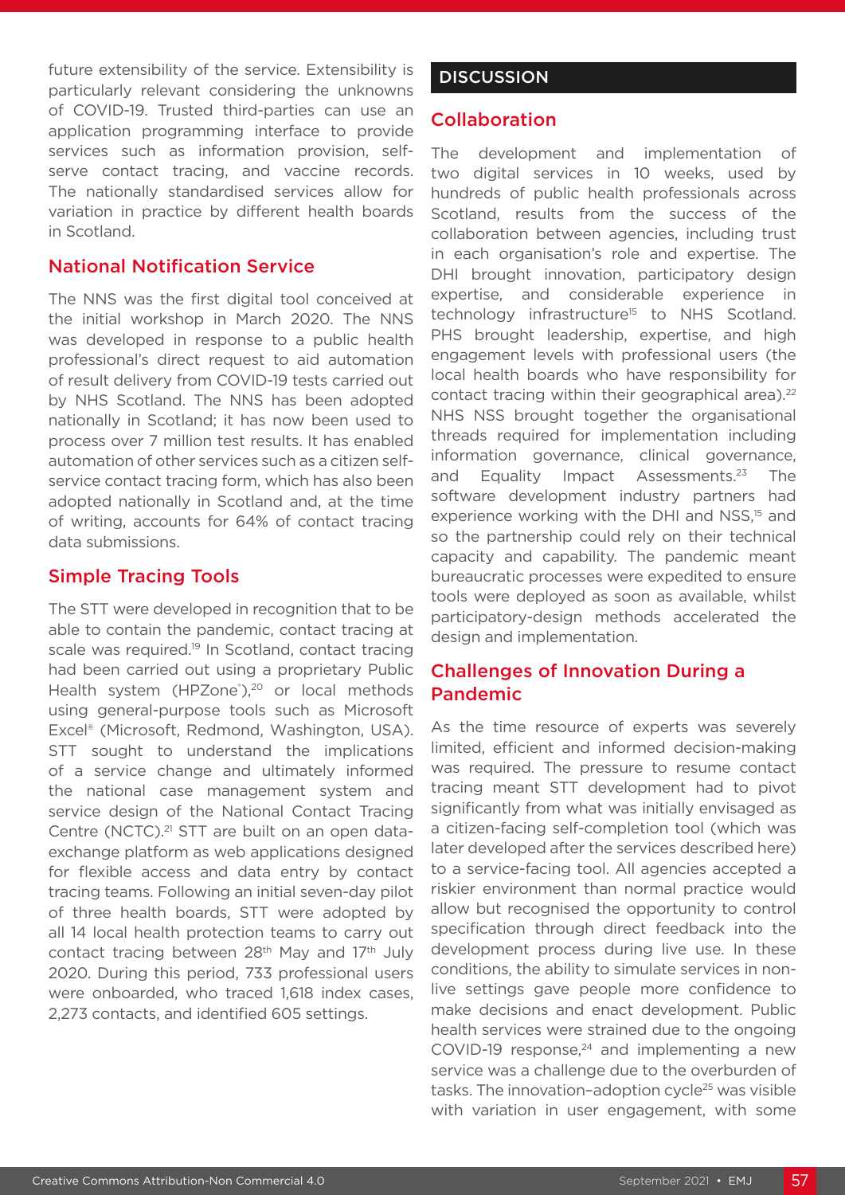future extensibility of the service. Extensibility is particularly relevant considering the unknowns of COVID-19. Trusted third-parties can use an application programming interface to provide services such as information provision, self-serve contact tracing, and vaccine records. The nationally standardised services allow for variation in practice by different health boards in Scotland.

### National Notification Service

The NNS was the first digital tool conceived at the initial workshop in March 2020. The NNS was developed in response to a public health professional's direct request to aid automation of result delivery from COVID-19 tests carried out by NHS Scotland. The NNS has been adopted nationally in Scotland; it has now been used to process over 7 million test results. It has enabled automation of other services such as a citizen self-service contact tracing form, which has also been adopted nationally in Scotland and, at the time of writing, accounts for 64% of contact tracing data submissions.

### Simple Tracing Tools

The STT were developed in recognition that to be able to contain the pandemic, contact tracing at scale was required.[19] In Scotland, contact tracing had been carried out using a proprietary Public Health system (HPZone®),[20] or local methods using general-purpose tools such as Microsoft Excel® (Microsoft, Redmond, Washington, USA). STT sought to understand the implications of a service change and ultimately informed the national case management system and service design of the National Contact Tracing Centre (NCTC).[21] STT are built on an open data-exchange platform as web applications designed for flexible access and data entry by contact tracing teams. Following an initial seven-day pilot of three health boards, STT were adopted by all 14 local health protection teams to carry out contact tracing between 28th May and 17th July 2020. During this period, 733 professional users were onboarded, who traced 1,618 index cases, 2,273 contacts, and identified 605 settings.

## DISCUSSION

### Collaboration

The development and implementation of two digital services in 10 weeks, used by hundreds of public health professionals across Scotland, results from the success of the collaboration between agencies, including trust in each organisation's role and expertise. The DHI brought innovation, participatory design expertise, and considerable experience in technology infrastructure[15] to NHS Scotland. PHS brought leadership, expertise, and high engagement levels with professional users (the local health boards who have responsibility for contact tracing within their geographical area).[22] NHS NSS brought together the organisational threads required for implementation including information governance, clinical governance, and Equality Impact Assessments.[23] The software development industry partners had experience working with the DHI and NSS,[15] and so the partnership could rely on their technical capacity and capability. The pandemic meant bureaucratic processes were expedited to ensure tools were deployed as soon as available, whilst participatory-design methods accelerated the design and implementation.

### Challenges of Innovation During a Pandemic

As the time resource of experts was severely limited, efficient and informed decision-making was required. The pressure to resume contact tracing meant STT development had to pivot significantly from what was initially envisaged as a citizen-facing self-completion tool (which was later developed after the services described here) to a service-facing tool. All agencies accepted a riskier environment than normal practice would allow but recognised the opportunity to control specification through direct feedback into the development process during live use. In these conditions, the ability to simulate services in non-live settings gave people more confidence to make decisions and enact development. Public health services were strained due to the ongoing COVID-19 response,[24] and implementing a new service was a challenge due to the overburden of tasks. The innovation–adoption cycle[25] was visible with variation in user engagement, with some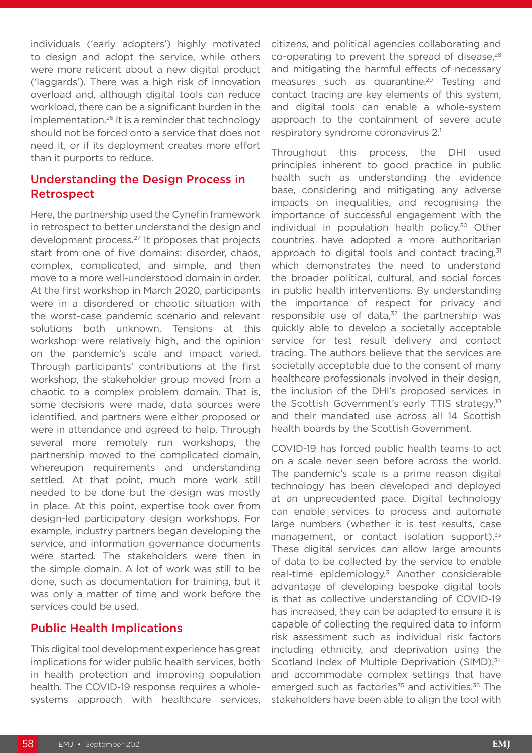individuals ('early adopters') highly motivated to design and adopt the service, while others were more reticent about a new digital product ('laggards'). There was a high risk of innovation overload and, although digital tools can reduce workload, there can be a significant burden in the implementation.[26] It is a reminder that technology should not be forced onto a service that does not need it, or if its deployment creates more effort than it purports to reduce.

## Understanding the Design Process in Retrospect

Here, the partnership used the Cynefin framework in retrospect to better understand the design and development process.[27] It proposes that projects start from one of five domains: disorder, chaos, complex, complicated, and simple, and then move to a more well-understood domain in order. At the first workshop in March 2020, participants were in a disordered or chaotic situation with the worst-case pandemic scenario and relevant solutions both unknown. Tensions at this workshop were relatively high, and the opinion on the pandemic's scale and impact varied. Through participants' contributions at the first workshop, the stakeholder group moved from a chaotic to a complex problem domain. That is, some decisions were made, data sources were identified, and partners were either proposed or were in attendance and agreed to help. Through several more remotely run workshops, the partnership moved to the complicated domain, whereupon requirements and understanding settled. At that point, much more work still needed to be done but the design was mostly in place. At this point, expertise took over from design-led participatory design workshops. For example, industry partners began developing the service, and information governance documents were started. The stakeholders were then in the simple domain. A lot of work was still to be done, such as documentation for training, but it was only a matter of time and work before the services could be used.

## Public Health Implications

This digital tool development experience has great implications for wider public health services, both in health protection and improving population health. The COVID-19 response requires a whole-systems approach with healthcare services, citizens, and political agencies collaborating and co-operating to prevent the spread of disease,[28] and mitigating the harmful effects of necessary measures such as quarantine.[29] Testing and contact tracing are key elements of this system, and digital tools can enable a whole-system approach to the containment of severe acute respiratory syndrome coronavirus 2.[1]

Throughout this process, the DHI used principles inherent to good practice in public health such as understanding the evidence base, considering and mitigating any adverse impacts on inequalities, and recognising the importance of successful engagement with the individual in population health policy.[30] Other countries have adopted a more authoritarian approach to digital tools and contact tracing,[31] which demonstrates the need to understand the broader political, cultural, and social forces in public health interventions. By understanding the importance of respect for privacy and responsible use of data,[32] the partnership was quickly able to develop a societally acceptable service for test result delivery and contact tracing. The authors believe that the services are societally acceptable due to the consent of many healthcare professionals involved in their design, the inclusion of the DHI's proposed services in the Scottish Government's early TTIS strategy,[10] and their mandated use across all 14 Scottish health boards by the Scottish Government.

COVID-19 has forced public health teams to act on a scale never seen before across the world. The pandemic's scale is a prime reason digital technology has been developed and deployed at an unprecedented pace. Digital technology can enable services to process and automate large numbers (whether it is test results, case management, or contact isolation support).[33] These digital services can allow large amounts of data to be collected by the service to enable real-time epidemiology.[3] Another considerable advantage of developing bespoke digital tools is that as collective understanding of COVID-19 has increased, they can be adapted to ensure it is capable of collecting the required data to inform risk assessment such as individual risk factors including ethnicity, and deprivation using the Scotland Index of Multiple Deprivation (SIMD),[34] and accommodate complex settings that have emerged such as factories[35] and activities.[36] The stakeholders have been able to align the tool with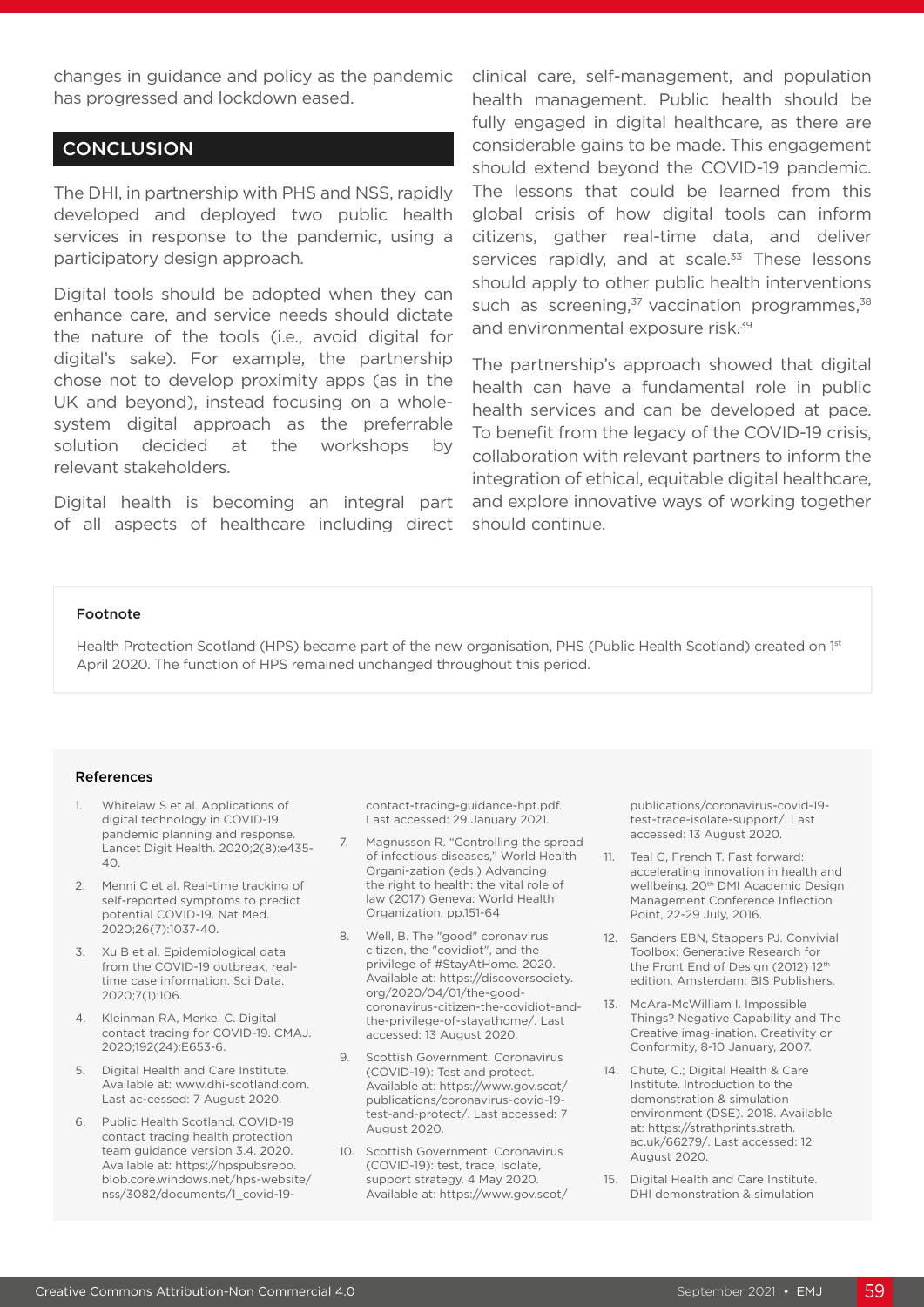changes in guidance and policy as the pandemic has progressed and lockdown eased.

## CONCLUSION

The DHI, in partnership with PHS and NSS, rapidly developed and deployed two public health services in response to the pandemic, using a participatory design approach.

Digital tools should be adopted when they can enhance care, and service needs should dictate the nature of the tools (i.e., avoid digital for digital's sake). For example, the partnership chose not to develop proximity apps (as in the UK and beyond), instead focusing on a whole-system digital approach as the preferrable solution decided at the workshops by relevant stakeholders.

Digital health is becoming an integral part of all aspects of healthcare including direct clinical care, self-management, and population health management. Public health should be fully engaged in digital healthcare, as there are considerable gains to be made. This engagement should extend beyond the COVID-19 pandemic. The lessons that could be learned from this global crisis of how digital tools can inform citizens, gather real-time data, and deliver services rapidly, and at scale.[33] These lessons should apply to other public health interventions such as screening,[37] vaccination programmes,[38] and environmental exposure risk.[39]

The partnership's approach showed that digital health can have a fundamental role in public health services and can be developed at pace. To benefit from the legacy of the COVID-19 crisis, collaboration with relevant partners to inform the integration of ethical, equitable digital healthcare, and explore innovative ways of working together should continue.

**Footnote**

Health Protection Scotland (HPS) became part of the new organisation, PHS (Public Health Scotland) created on 1st April 2020. The function of HPS remained unchanged throughout this period.

### References

1. Whitelaw S et al. Applications of digital technology in COVID-19 pandemic planning and response. Lancet Digit Health. 2020;2(8):e435-40.
2. Menni C et al. Real-time tracking of self-reported symptoms to predict potential COVID-19. Nat Med. 2020;26(7):1037-40.
3. Xu B et al. Epidemiological data from the COVID-19 outbreak, real-time case information. Sci Data. 2020;7(1):106.
4. Kleinman RA, Merkel C. Digital contact tracing for COVID-19. CMAJ. 2020;192(24):E653-6.
5. Digital Health and Care Institute. Available at: www.dhi-scotland.com. Last ac-cessed: 7 August 2020.
6. Public Health Scotland. COVID-19 contact tracing health protection team guidance version 3.4. 2020. Available at: https://hpspubsrepo.blob.core.windows.net/hps-website/nss/3082/documents/1_covid-19-contact-tracing-guidance-hpt.pdf. Last accessed: 29 January 2021.
7. Magnusson R. "Controlling the spread of infectious diseases," World Health Organi-zation (eds.) Advancing the right to health: the vital role of law (2017) Geneva: World Health Organization, pp.151-64
8. Well, B. The "good" coronavirus citizen, the "covidiot", and the privilege of #StayAtHome. 2020. Available at: https://discoversociety.org/2020/04/01/the-good-coronavirus-citizen-the-covidiot-and-the-privilege-of-stayathome/. Last accessed: 13 August 2020.
9. Scottish Government. Coronavirus (COVID-19): Test and protect. Available at: https://www.gov.scot/publications/coronavirus-covid-19-test-and-protect/. Last accessed: 7 August 2020.
10. Scottish Government. Coronavirus (COVID-19): test, trace, isolate, support strategy. 4 May 2020. Available at: https://www.gov.scot/publications/coronavirus-covid-19-test-trace-isolate-support/. Last accessed: 13 August 2020.
11. Teal G, French T. Fast forward: accelerating innovation in health and wellbeing. 20th DMI Academic Design Management Conference Inflection Point, 22-29 July, 2016.
12. Sanders EBN, Stappers PJ. Convivial Toolbox: Generative Research for the Front End of Design (2012) 12th edition, Amsterdam: BIS Publishers.
13. McAra-McWilliam I. Impossible Things? Negative Capability and The Creative imag-ination. Creativity or Conformity, 8-10 January, 2007.
14. Chute, C.; Digital Health & Care Institute. Introduction to the demonstration & simulation environment (DSE). 2018. Available at: https://strathprints.strath.ac.uk/66279/. Last accessed: 12 August 2020.
15. Digital Health and Care Institute. DHI demonstration & simulation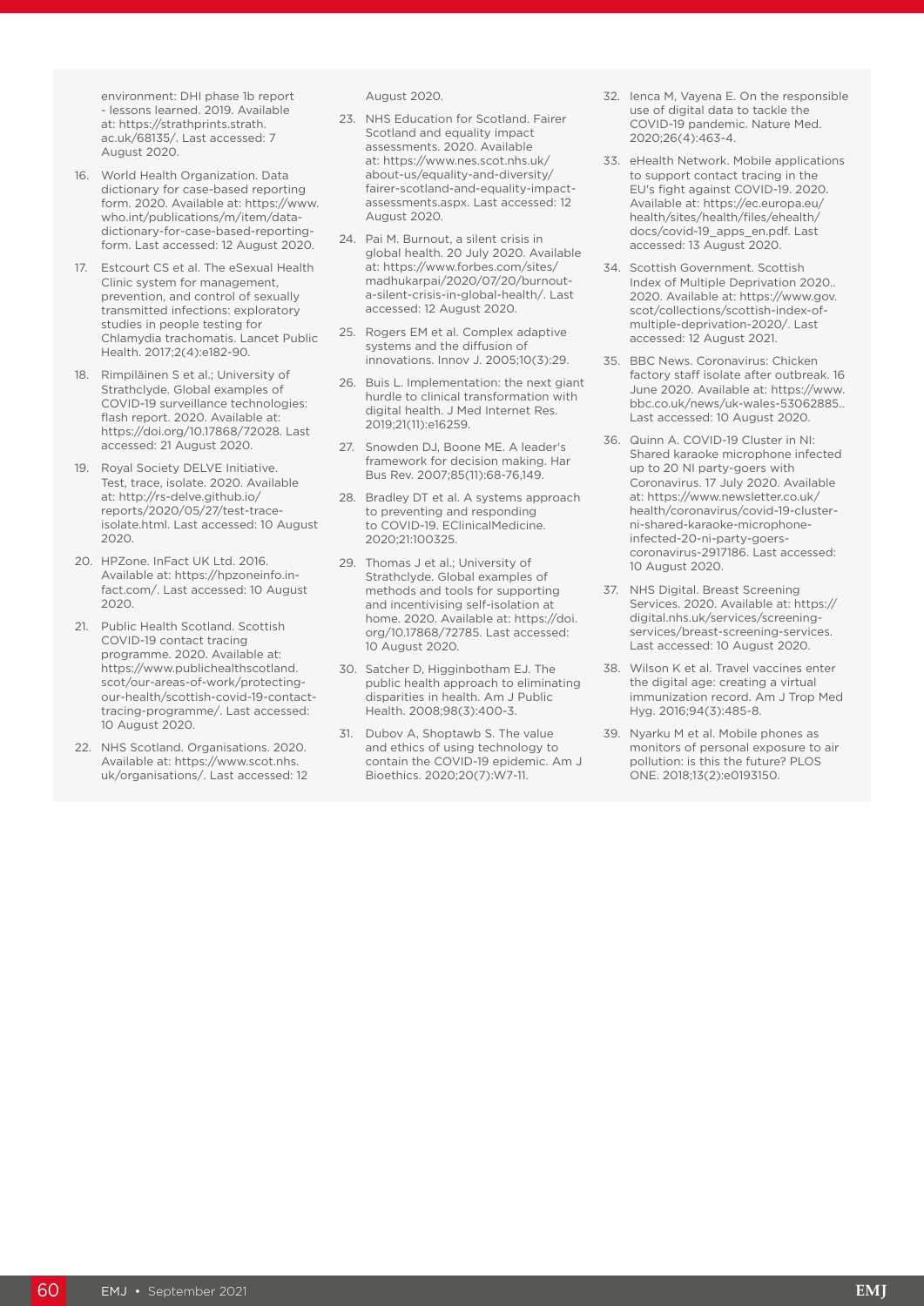environment: DHI phase 1b report - lessons learned. 2019. Available at: https://strathprints.strath.ac.uk/68135/. Last accessed: 7 August 2020.

16. World Health Organization. Data dictionary for case-based reporting form. 2020. Available at: https://www.who.int/publications/m/item/data-dictionary-for-case-based-reporting-form. Last accessed: 12 August 2020.
17. Estcourt CS et al. The eSexual Health Clinic system for management, prevention, and control of sexually transmitted infections: exploratory studies in people testing for Chlamydia trachomatis. Lancet Public Health. 2017;2(4):e182-90.
18. Rimpiläinen S et al.; University of Strathclyde. Global examples of COVID-19 surveillance technologies: flash report. 2020. Available at: https://doi.org/10.17868/72028. Last accessed: 21 August 2020.
19. Royal Society DELVE Initiative. Test, trace, isolate. 2020. Available at: http://rs-delve.github.io/reports/2020/05/27/test-trace-isolate.html. Last accessed: 10 August 2020.
20. HPZone. InFact UK Ltd. 2016. Available at: https://hpzoneinfo.in-fact.com/. Last accessed: 10 August 2020.
21. Public Health Scotland. Scottish COVID-19 contact tracing programme. 2020. Available at: https://www.publichealthscotland.scot/our-areas-of-work/protecting-our-health/scottish-covid-19-contact-tracing-programme/. Last accessed: 10 August 2020.
22. NHS Scotland. Organisations. 2020. Available at: https://www.scot.nhs.uk/organisations/. Last accessed: 12 August 2020.
23. NHS Education for Scotland. Fairer Scotland and equality impact assessments. 2020. Available at: https://www.nes.scot.nhs.uk/about-us/equality-and-diversity/fairer-scotland-and-equality-impact-assessments.aspx. Last accessed: 12 August 2020.
24. Pai M. Burnout, a silent crisis in global health. 20 July 2020. Available at: https://www.forbes.com/sites/madhukarpai/2020/07/20/burnout-a-silent-crisis-in-global-health/. Last accessed: 12 August 2020.
25. Rogers EM et al. Complex adaptive systems and the diffusion of innovations. Innov J. 2005;10(3):29.
26. Buis L. Implementation: the next giant hurdle to clinical transformation with digital health. J Med Internet Res. 2019;21(11):e16259.
27. Snowden DJ, Boone ME. A leader's framework for decision making. Har Bus Rev. 2007;85(11):68-76,149.
28. Bradley DT et al. A systems approach to preventing and responding to COVID-19. EClinicalMedicine. 2020;21:100325.
29. Thomas J et al.; University of Strathclyde. Global examples of methods and tools for supporting and incentivising self-isolation at home. 2020. Available at: https://doi.org/10.17868/72785. Last accessed: 10 August 2020.
30. Satcher D, Higginbotham EJ. The public health approach to eliminating disparities in health. Am J Public Health. 2008;98(3):400-3.
31. Dubov A, Shoptawb S. The value and ethics of using technology to contain the COVID-19 epidemic. Am J Bioethics. 2020;20(7):W7-11.
32. Ienca M, Vayena E. On the responsible use of digital data to tackle the COVID-19 pandemic. Nature Med. 2020;26(4):463-4.
33. eHealth Network. Mobile applications to support contact tracing in the EU's fight against COVID-19. 2020. Available at: https://ec.europa.eu/health/sites/health/files/ehealth/docs/covid-19_apps_en.pdf. Last accessed: 13 August 2020.
34. Scottish Government. Scottish Index of Multiple Deprivation 2020.. 2020. Available at: https://www.gov.scot/collections/scottish-index-of-multiple-deprivation-2020/. Last accessed: 12 August 2021.
35. BBC News. Coronavirus: Chicken factory staff isolate after outbreak. 16 June 2020. Available at: https://www.bbc.co.uk/news/uk-wales-53062885.. Last accessed: 10 August 2020.
36. Quinn A. COVID-19 Cluster in NI: Shared karaoke microphone infected up to 20 NI party-goers with Coronavirus. 17 July 2020. Available at: https://www.newsletter.co.uk/health/coronavirus/covid-19-cluster-ni-shared-karaoke-microphone-infected-20-ni-party-goers-coronavirus-2917186. Last accessed: 10 August 2020.
37. NHS Digital. Breast Screening Services. 2020. Available at: https://digital.nhs.uk/services/screening-services/breast-screening-services. Last accessed: 10 August 2020.
38. Wilson K et al. Travel vaccines enter the digital age: creating a virtual immunization record. Am J Trop Med Hyg. 2016;94(3):485-8.
39. Nyarku M et al. Mobile phones as monitors of personal exposure to air pollution: is this the future? PLOS ONE. 2018;13(2):e0193150.